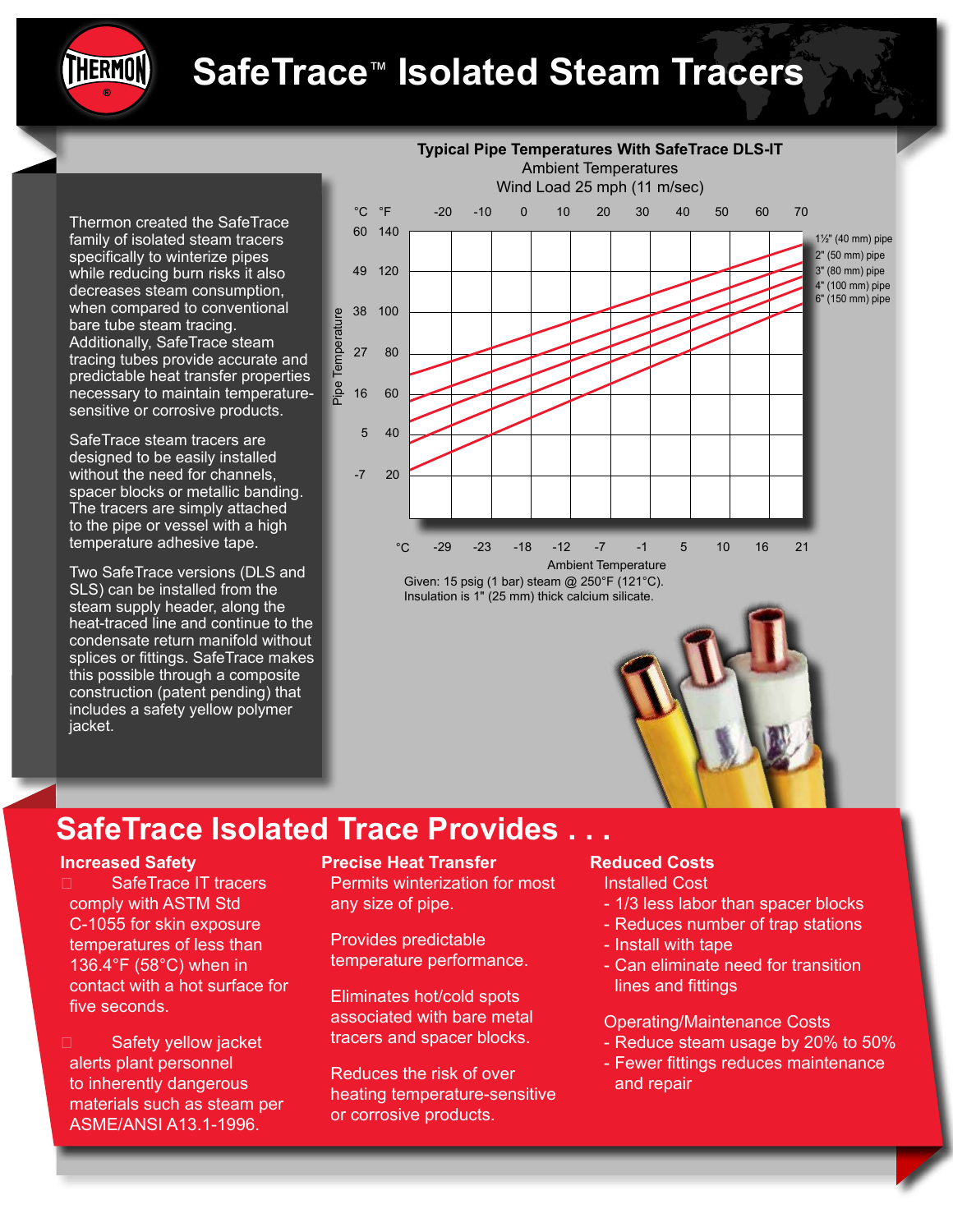# SafeTrace™ Isolated Steam Tracers

Thermon created the SafeTrace family of isolated steam tracers specifically to winterize pipes while reducing burn risks it also decreases steam consumption, when compared to conventional bare tube steam tracing. Additionally, SafeTrace steam tracing tubes provide accurate and predictable heat transfer properties necessary to maintain temperature-sensitive or corrosive products.

SafeTrace steam tracers are designed to be easily installed without the need for channels, spacer blocks or metallic banding. The tracers are simply attached to the pipe or vessel with a high temperature adhesive tape.

Two SafeTrace versions (DLS and SLS) can be installed from the steam supply header, along the heat-traced line and continue to the condensate return manifold without splices or fittings. SafeTrace makes this possible through a composite construction (patent pending) that includes a safety yellow polymer jacket.

**Typical Pipe Temperatures With SafeTrace DLS-IT**
Ambient Temperatures
Wind Load 25 mph (11 m/sec)

Pipe Temperature: °C 60, 49, 38, 27, 16, 5, -7 / °F 140, 120, 100, 80, 60, 40, 20

Ambient Temperature: °F -20, -10, 0, 10, 20, 30, 40, 50, 60, 70 / °C -29, -23, -18, -12, -7, -1, 5, 10, 16, 21

Lines: 1½" (40 mm) pipe; 2" (50 mm) pipe; 3" (80 mm) pipe; 4" (100 mm) pipe; 6" (150 mm) pipe

Given: 15 psig (1 bar) steam @ 250°F (121°C).
Insulation is 1" (25 mm) thick calcium silicate.

## SafeTrace Isolated Trace Provides . . .

### Increased Safety

- SafeTrace IT tracers comply with ASTM Std C-1055 for skin exposure temperatures of less than 136.4°F (58°C) when in contact with a hot surface for five seconds.
- Safety yellow jacket alerts plant personnel to inherently dangerous materials such as steam per ASME/ANSI A13.1-1996.

### Precise Heat Transfer

Permits winterization for most any size of pipe.

Provides predictable temperature performance.

Eliminates hot/cold spots associated with bare metal tracers and spacer blocks.

Reduces the risk of over heating temperature-sensitive or corrosive products.

### Reduced Costs

Installed Cost
- 1/3 less labor than spacer blocks
- Reduces number of trap stations
- Install with tape
- Can eliminate need for transition lines and fittings

Operating/Maintenance Costs
- Reduce steam usage by 20% to 50%
- Fewer fittings reduces maintenance and repair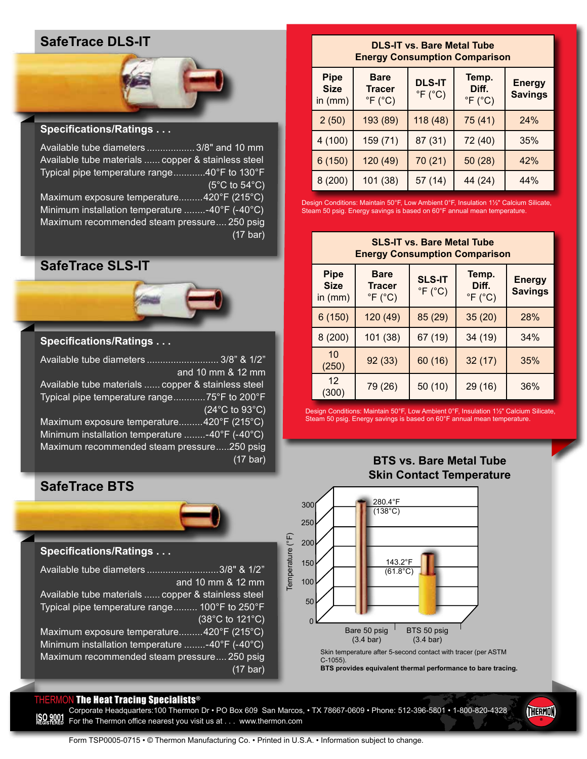## SafeTrace DLS-IT

### Specifications/Ratings . . .

Available tube diameters .................. 3/8" and 10 mm
Available tube materials ...... copper & stainless steel
Typical pipe temperature range............40°F to 130°F (5°C to 54°C)
Maximum exposure temperature.........420°F (215°C)
Minimum installation temperature .........-40°F (-40°C)
Maximum recommended steam pressure.... 250 psig (17 bar)

## SafeTrace SLS-IT

### Specifications/Ratings . . .

Available tube diameters ........................... 3/8" & 1/2" and 10 mm & 12 mm
Available tube materials ...... copper & stainless steel
Typical pipe temperature range............75°F to 200°F (24°C to 93°C)
Maximum exposure temperature.........420°F (215°C)
Minimum installation temperature .........-40°F (-40°C)
Maximum recommended steam pressure.....250 psig (17 bar)

## SafeTrace BTS

### Specifications/Ratings . . .

Available tube diameters ...........................3/8" & 1/2" and 10 mm & 12 mm
Available tube materials ...... copper & stainless steel
Typical pipe temperature range......... 100°F to 250°F (38°C to 121°C)
Maximum exposure temperature.........420°F (215°C)
Minimum installation temperature .........-40°F (-40°C)
Maximum recommended steam pressure.... 250 psig (17 bar)

**DLS-IT vs. Bare Metal Tube Energy Consumption Comparison**

| Pipe Size in (mm) | Bare Tracer °F (°C) | DLS-IT °F (°C) | Temp. Diff. °F (°C) | Energy Savings |
|---|---|---|---|---|
| 2 (50) | 193 (89) | 118 (48) | 75 (41) | 24% |
| 4 (100) | 159 (71) | 87 (31) | 72 (40) | 35% |
| 6 (150) | 120 (49) | 70 (21) | 50 (28) | 42% |
| 8 (200) | 101 (38) | 57 (14) | 44 (24) | 44% |

Design Conditions: Maintain 50°F, Low Ambient 0°F, Insulation 1½" Calcium Silicate, Steam 50 psig. Energy savings is based on 60°F annual mean temperature.

**SLS-IT vs. Bare Metal Tube Energy Consumption Comparison**

| Pipe Size in (mm) | Bare Tracer °F (°C) | SLS-IT °F (°C) | Temp. Diff. °F (°C) | Energy Savings |
|---|---|---|---|---|
| 6 (150) | 120 (49) | 85 (29) | 35 (20) | 28% |
| 8 (200) | 101 (38) | 67 (19) | 34 (19) | 34% |
| 10 (250) | 92 (33) | 60 (16) | 32 (17) | 35% |
| 12 (300) | 79 (26) | 50 (10) | 29 (16) | 36% |

Design Conditions: Maintain 50°F, Low Ambient 0°F, Insulation 1½" Calcium Silicate, Steam 50 psig. Energy savings is based on 60°F annual mean temperature.

**BTS vs. Bare Metal Tube Skin Contact Temperature**

Temperature (°F)
0
50
100
150
200
250
300

280.4°F (138°C)
143.2°F (61.8°C)

Bare 50 psig (3.4 bar)
BTS 50 psig (3.4 bar)

Skin temperature after 5-second contact with tracer (per ASTM C-1055).
**BTS provides equivalent thermal performance to bare tracing.**

THERMON **The Heat Tracing Specialists®**
Corporate Headquarters:100 Thermon Dr • PO Box 609 San Marcos, • TX 78667-0609 • Phone: 512-396-5801 • 1-800-820-4328
ISO 9001 REGISTERED
For the Thermon office nearest you visit us at . . . www.thermon.com

Form TSP0005-0715 • © Thermon Manufacturing Co. • Printed in U.S.A. • Information subject to change.